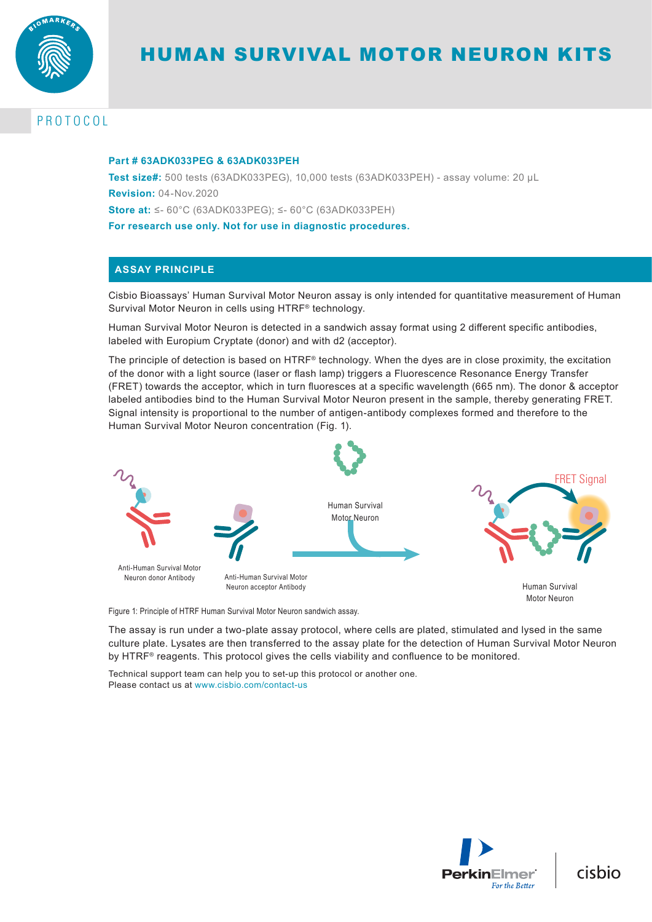# HUMAN SURVIVAL MOTOR NEURON KITS

PROTOCOL

**Part # 63ADK033PEG & 63ADK033PEH**

**Test size#:** 500 tests (63ADK033PEG), 10,000 tests (63ADK033PEH) - assay volume: 20 µL

**Revision:** 04-Nov.2020

**Store at:** ≤- 60°C (63ADK033PEG); ≤- 60°C (63ADK033PEH)

**For research use only. Not for use in diagnostic procedures.**

## ASSAY PRINCIPLE

Cisbio Bioassays' Human Survival Motor Neuron assay is only intended for quantitative measurement of Human Survival Motor Neuron in cells using HTRF® technology.

Human Survival Motor Neuron is detected in a sandwich assay format using 2 different specific antibodies, labeled with Europium Cryptate (donor) and with d2 (acceptor).

The principle of detection is based on HTRF® technology. When the dyes are in close proximity, the excitation of the donor with a light source (laser or flash lamp) triggers a Fluorescence Resonance Energy Transfer (FRET) towards the acceptor, which in turn fluoresces at a specific wavelength (665 nm). The donor & acceptor labeled antibodies bind to the Human Survival Motor Neuron present in the sample, thereby generating FRET. Signal intensity is proportional to the number of antigen-antibody complexes formed and therefore to the Human Survival Motor Neuron concentration (Fig. 1).

Anti-Human Survival Motor Neuron donor Antibody

Anti-Human Survival Motor Neuron acceptor Antibody

Human Survival Motor Neuron

FRET Signal

Human Survival Motor Neuron

Figure 1: Principle of HTRF Human Survival Motor Neuron sandwich assay.

The assay is run under a two-plate assay protocol, where cells are plated, stimulated and lysed in the same culture plate. Lysates are then transferred to the assay plate for the detection of Human Survival Motor Neuron by HTRF® reagents. This protocol gives the cells viability and confluence to be monitored.

Technical support team can help you to set-up this protocol or another one.
Please contact us at www.cisbio.com/contact-us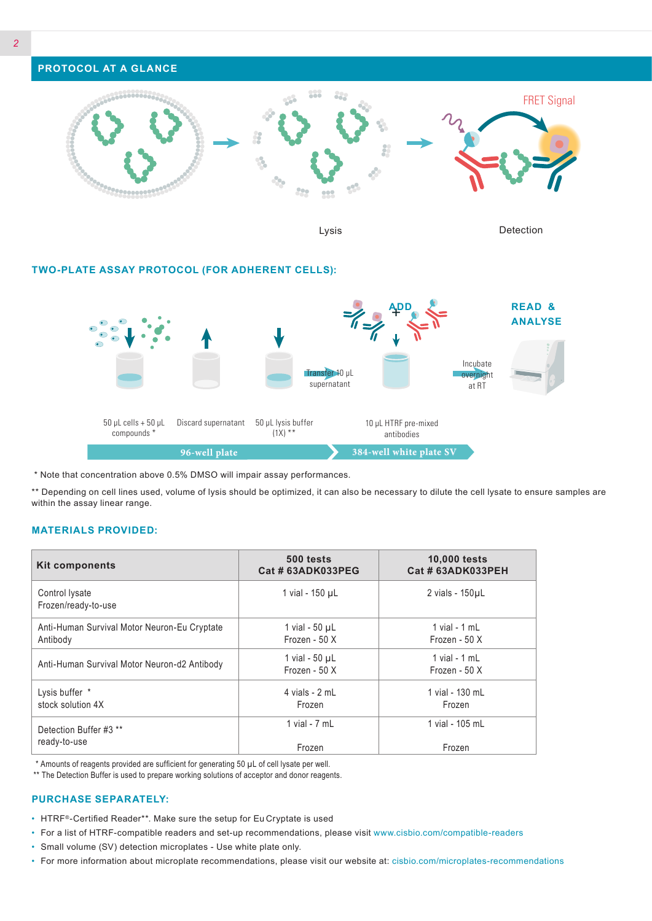## PROTOCOL AT A GLANCE

FRET Signal

Lysis

Detection

### TWO-PLATE ASSAY PROTOCOL (FOR ADHERENT CELLS):

ADD

READ & ANALYSE

Transfer 10 µL supernatant

Incubate overnight at RT

50 µL cells + 50 µL compounds *

Discard supernatant

50 µL lysis buffer (1X) **

10 µL HTRF pre-mixed antibodies

96-well plate

384-well white plate SV

\* Note that concentration above 0.5% DMSO will impair assay performances.

** Depending on cell lines used, volume of lysis should be optimized, it can also be necessary to dilute the cell lysate to ensure samples are within the assay linear range.

### MATERIALS PROVIDED:

| Kit components | 500 tests<br>Cat # 63ADK033PEG | 10,000 tests<br>Cat # 63ADK033PEH |
|---|---|---|
| Control lysate<br>Frozen/ready-to-use | 1 vial - 150 µL | 2 vials - 150µL |
| Anti-Human Survival Motor Neuron-Eu Cryptate Antibody | 1 vial - 50 µL<br>Frozen - 50 X | 1 vial - 1 mL<br>Frozen - 50 X |
| Anti-Human Survival Motor Neuron-d2 Antibody | 1 vial - 50 µL<br>Frozen - 50 X | 1 vial - 1 mL<br>Frozen - 50 X |
| Lysis buffer *<br>stock solution 4X | 4 vials - 2 mL<br>Frozen | 1 vial - 130 mL<br>Frozen |
| Detection Buffer #3 **<br>ready-to-use | 1 vial - 7 mL<br>Frozen | 1 vial - 105 mL<br>Frozen |

\* Amounts of reagents provided are sufficient for generating 50 µL of cell lysate per well.

** The Detection Buffer is used to prepare working solutions of acceptor and donor reagents.

### PURCHASE SEPARATELY:

- HTRF®-Certified Reader**. Make sure the setup for Eu Cryptate is used
- For a list of HTRF-compatible readers and set-up recommendations, please visit www.cisbio.com/compatible-readers
- Small volume (SV) detection microplates - Use white plate only.
- For more information about microplate recommendations, please visit our website at: cisbio.com/microplates-recommendations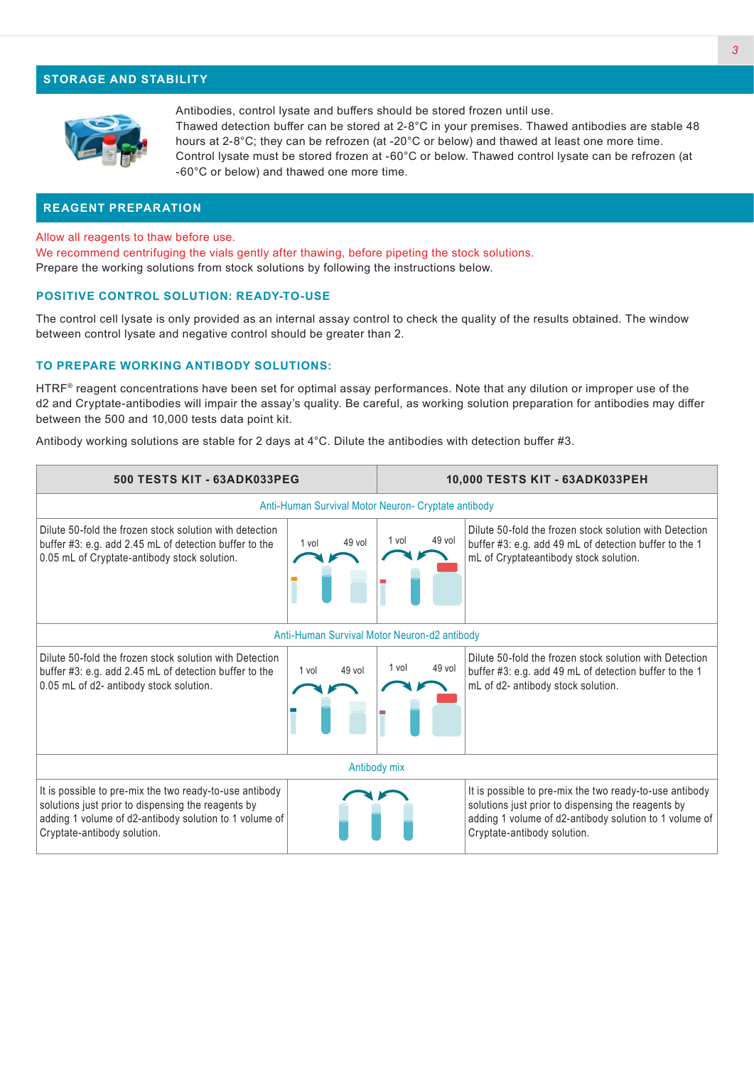## STORAGE AND STABILITY

Antibodies, control lysate and buffers should be stored frozen until use.
Thawed detection buffer can be stored at 2-8°C in your premises. Thawed antibodies are stable 48 hours at 2-8°C; they can be refrozen (at -20°C or below) and thawed at least one more time.
Control lysate must be stored frozen at -60°C or below. Thawed control lysate can be refrozen (at -60°C or below) and thawed one more time.

## REAGENT PREPARATION

Allow all reagents to thaw before use.
We recommend centrifuging the vials gently after thawing, before pipeting the stock solutions.
Prepare the working solutions from stock solutions by following the instructions below.

### POSITIVE CONTROL SOLUTION: READY-TO-USE

The control cell lysate is only provided as an internal assay control to check the quality of the results obtained. The window between control lysate and negative control should be greater than 2.

### TO PREPARE WORKING ANTIBODY SOLUTIONS:

HTRF® reagent concentrations have been set for optimal assay performances. Note that any dilution or improper use of the d2 and Cryptate-antibodies will impair the assay's quality. Be careful, as working solution preparation for antibodies may differ between the 500 and 10,000 tests data point kit.

Antibody working solutions are stable for 2 days at 4°C. Dilute the antibodies with detection buffer #3.

| 500 TESTS KIT - 63ADK033PEG | | 10,000 TESTS KIT - 63ADK033PEH | |
|---|---|---|---|
| Anti-Human Survival Motor Neuron- Cryptate antibody | | | |
| Dilute 50-fold the frozen stock solution with detection buffer #3: e.g. add 2.45 mL of detection buffer to the 0.05 mL of Cryptate-antibody stock solution. | 1 vol 49 vol | 1 vol 49 vol | Dilute 50-fold the frozen stock solution with Detection buffer #3: e.g. add 49 mL of detection buffer to the 1 mL of Cryptateantibody stock solution. |
| Anti-Human Survival Motor Neuron-d2 antibody | | | |
| Dilute 50-fold the frozen stock solution with Detection buffer #3: e.g. add 2.45 mL of detection buffer to the 0.05 mL of d2- antibody stock solution. | 1 vol 49 vol | 1 vol 49 vol | Dilute 50-fold the frozen stock solution with Detection buffer #3: e.g. add 49 mL of detection buffer to the 1 mL of d2- antibody stock solution. |
| Antibody mix | | | |
| It is possible to pre-mix the two ready-to-use antibody solutions just prior to dispensing the reagents by adding 1 volume of d2-antibody solution to 1 volume of Cryptate-antibody solution. | | | It is possible to pre-mix the two ready-to-use antibody solutions just prior to dispensing the reagents by adding 1 volume of d2-antibody solution to 1 volume of Cryptate-antibody solution. |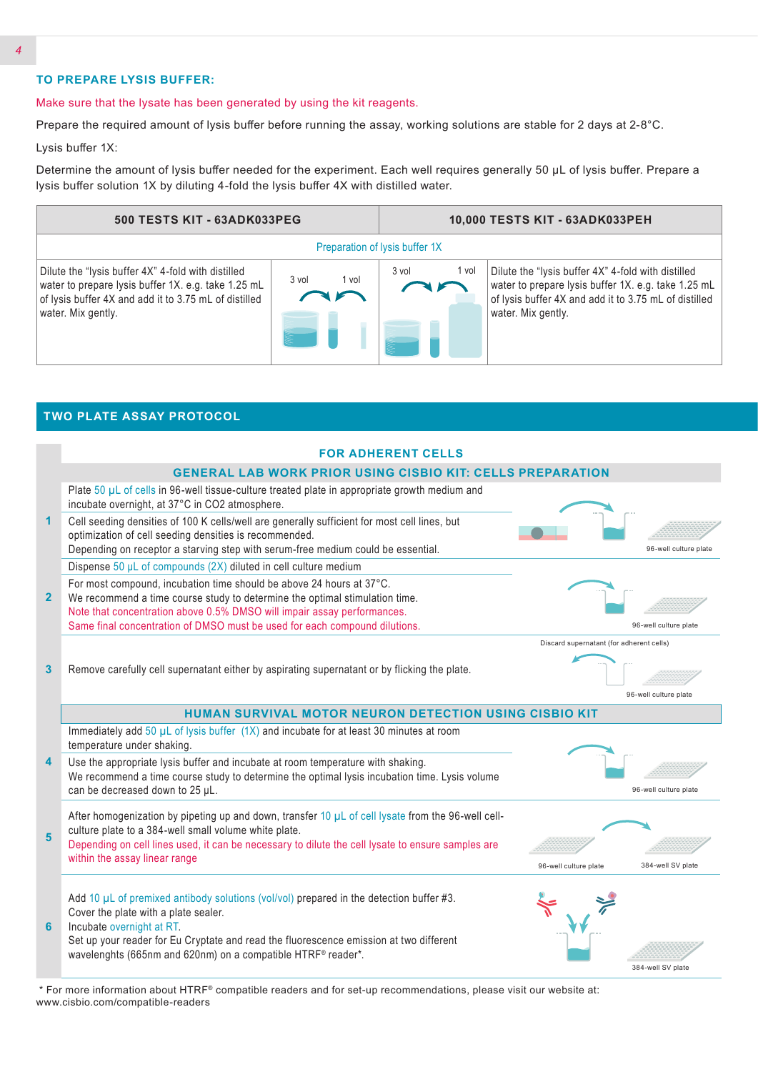## TO PREPARE LYSIS BUFFER:

Make sure that the lysate has been generated by using the kit reagents.

Prepare the required amount of lysis buffer before running the assay, working solutions are stable for 2 days at 2-8°C.

Lysis buffer 1X:

Determine the amount of lysis buffer needed for the experiment. Each well requires generally 50 µL of lysis buffer. Prepare a lysis buffer solution 1X by diluting 4-fold the lysis buffer 4X with distilled water.

| 500 TESTS KIT - 63ADK033PEG | | 10,000 TESTS KIT - 63ADK033PEH | |
|---|---|---|---|
| Preparation of lysis buffer 1X | | | |
| Dilute the "lysis buffer 4X" 4-fold with distilled water to prepare lysis buffer 1X. e.g. take 1.25 mL of lysis buffer 4X and add it to 3.75 mL of distilled water. Mix gently. | 3 vol 1 vol | 3 vol 1 vol | Dilute the "lysis buffer 4X" 4-fold with distilled water to prepare lysis buffer 1X. e.g. take 1.25 mL of lysis buffer 4X and add it to 3.75 mL of distilled water. Mix gently. |

## TWO PLATE ASSAY PROTOCOL

### FOR ADHERENT CELLS

### GENERAL LAB WORK PRIOR USING CISBIO KIT: CELLS PREPARATION

**1**
Plate 50 µL of cells in 96-well tissue-culture treated plate in appropriate growth medium and incubate overnight, at 37°C in $CO_2$ atmosphere.

Cell seeding densities of 100 K cells/well are generally sufficient for most cell lines, but optimization of cell seeding densities is recommended.
Depending on receptor a starving step with serum-free medium could be essential.

96-well culture plate

**2**
Dispense 50 µL of compounds (2X) diluted in cell culture medium

For most compound, incubation time should be above 24 hours at 37°C.
We recommend a time course study to determine the optimal stimulation time.
Note that concentration above 0.5% DMSO will impair assay performances.
Same final concentration of DMSO must be used for each compound dilutions.

96-well culture plate

**3**
Remove carefully cell supernatant either by aspirating supernatant or by flicking the plate.

Discard supernatant (for adherent cells)

96-well culture plate

### HUMAN SURVIVAL MOTOR NEURON DETECTION USING CISBIO KIT

**4**
Immediately add 50 µL of lysis buffer (1X) and incubate for at least 30 minutes at room temperature under shaking.

Use the appropriate lysis buffer and incubate at room temperature with shaking.
We recommend a time course study to determine the optimal lysis incubation time. Lysis volume can be decreased down to 25 µL.

96-well culture plate

**5**
After homogenization by pipeting up and down, transfer 10 µL of cell lysate from the 96-well cell-culture plate to a 384-well small volume white plate.
Depending on cell lines used, it can be necessary to dilute the cell lysate to ensure samples are within the assay linear range

96-well culture plate 384-well SV plate

**6**
Add 10 µL of premixed antibody solutions (vol/vol) prepared in the detection buffer #3.
Cover the plate with a plate sealer.
Incubate overnight at RT.
Set up your reader for Eu Cryptate and read the fluorescence emission at two different wavelenghts (665nm and 620nm) on a compatible HTRF® reader*.

384-well SV plate

\* For more information about HTRF® compatible readers and for set-up recommendations, please visit our website at: www.cisbio.com/compatible-readers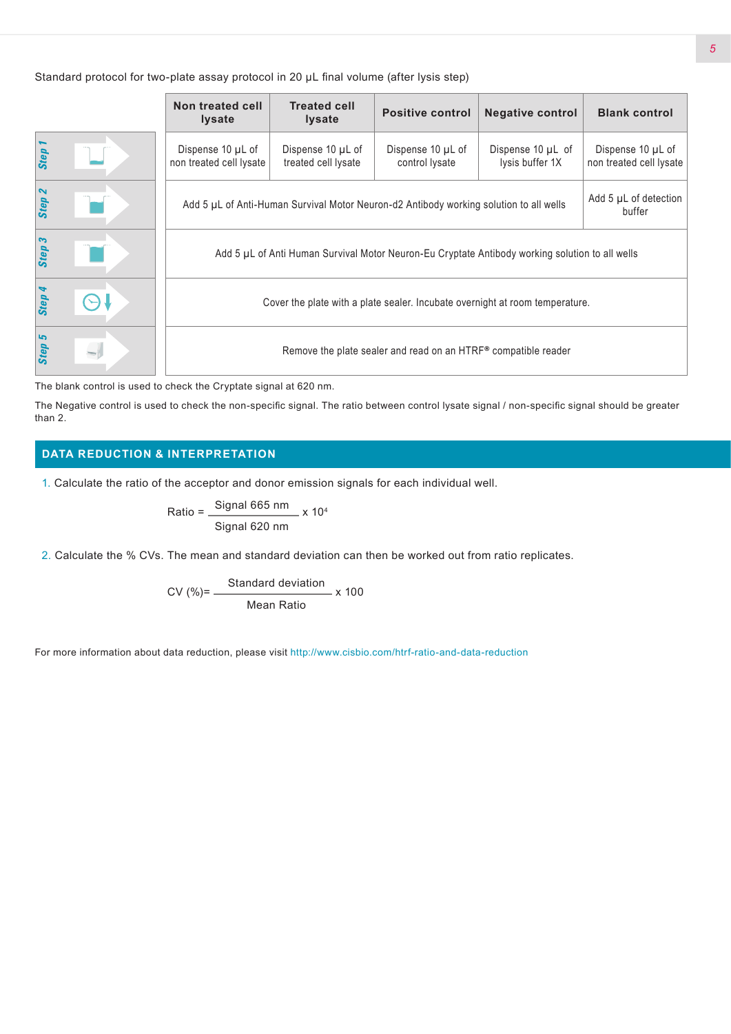Standard protocol for two-plate assay protocol in 20 µL final volume (after lysis step)

| | Non treated cell lysate | Treated cell lysate | Positive control | Negative control | Blank control |
|---|---|---|---|---|---|
| Step 1 | Dispense 10 µL of non treated cell lysate | Dispense 10 µL of treated cell lysate | Dispense 10 µL of control lysate | Dispense 10 µL of lysis buffer 1X | Dispense 10 µL of non treated cell lysate |
| Step 2 | Add 5 µL of Anti-Human Survival Motor Neuron-d2 Antibody working solution to all wells | | | | Add 5 µL of detection buffer |
| Step 3 | Add 5 µL of Anti Human Survival Motor Neuron-Eu Cryptate Antibody working solution to all wells | | | | |
| Step 4 | Cover the plate with a plate sealer. Incubate overnight at room temperature. | | | | |
| Step 5 | Remove the plate sealer and read on an HTRF® compatible reader | | | | |

The blank control is used to check the Cryptate signal at 620 nm.

The Negative control is used to check the non-specific signal. The ratio between control lysate signal / non-specific signal should be greater than 2.

## DATA REDUCTION & INTERPRETATION

1. Calculate the ratio of the acceptor and donor emission signals for each individual well.

$$\text{Ratio} = \frac{\text{Signal 665 nm}}{\text{Signal 620 nm}} \times 10^4$$

2. Calculate the % CVs. The mean and standard deviation can then be worked out from ratio replicates.

$$\text{CV (\%)} = \frac{\text{Standard deviation}}{\text{Mean Ratio}} \times 100$$

For more information about data reduction, please visit http://www.cisbio.com/htrf-ratio-and-data-reduction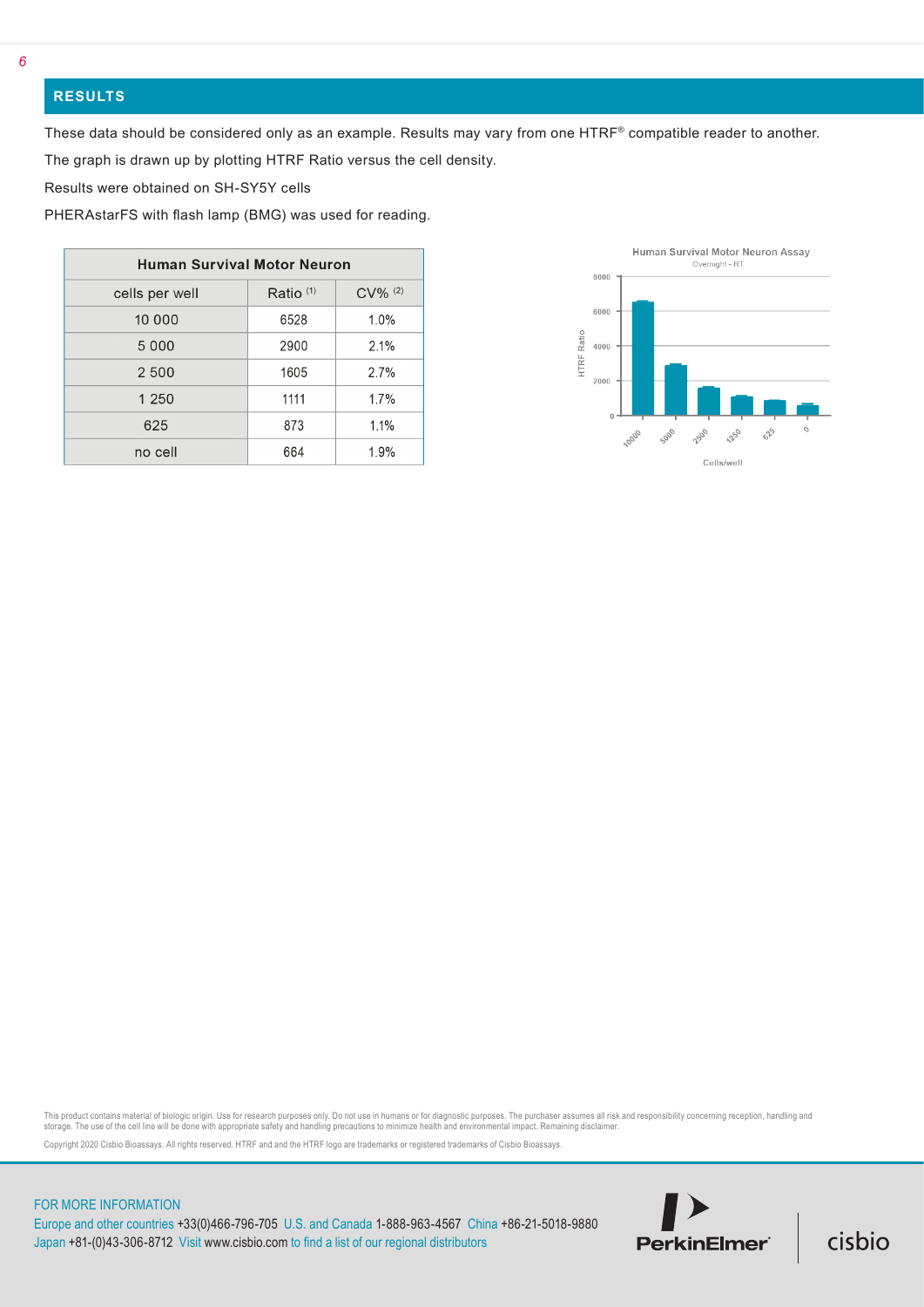## RESULTS

These data should be considered only as an example. Results may vary from one HTRF® compatible reader to another.

The graph is drawn up by plotting HTRF Ratio versus the cell density.

Results were obtained on SH-SY5Y cells

PHERAstarFS with flash lamp (BMG) was used for reading.

| Human Survival Motor Neuron | | |
|---|---|---|
| cells per well | Ratio (1) | CV% (2) |
| 10 000 | 6528 | 1.0% |
| 5 000 | 2900 | 2.1% |
| 2 500 | 1605 | 2.7% |
| 1 250 | 1111 | 1.7% |
| 625 | 873 | 1.1% |
| no cell | 664 | 1.9% |

Human Survival Motor Neuron Assay
Overnight - RT

HTRF Ratio

8000
6000
4000
2000
0

10000
5000
2500
1250
625
0

Cells/well

This product contains material of biologic origin. Use for research purposes only. Do not use in humans or for diagnostic purposes. The purchaser assumes all risk and responsibility concerning reception, handling and storage. The use of the cell line will be done with appropriate safety and handling precautions to minimize health and environmental impact. Remaining disclaimer.

Copyright 2020 Cisbio Bioassays. All rights reserved. HTRF and and the HTRF logo are trademarks or registered trademarks of Cisbio Bioassays.

FOR MORE INFORMATION
Europe and other countries +33(0)466-796-705 U.S. and Canada 1-888-963-4567 China +86-21-5018-9880
Japan +81-(0)43-306-8712 Visit www.cisbio.com to find a list of our regional distributors

PerkinElmer
cisbio